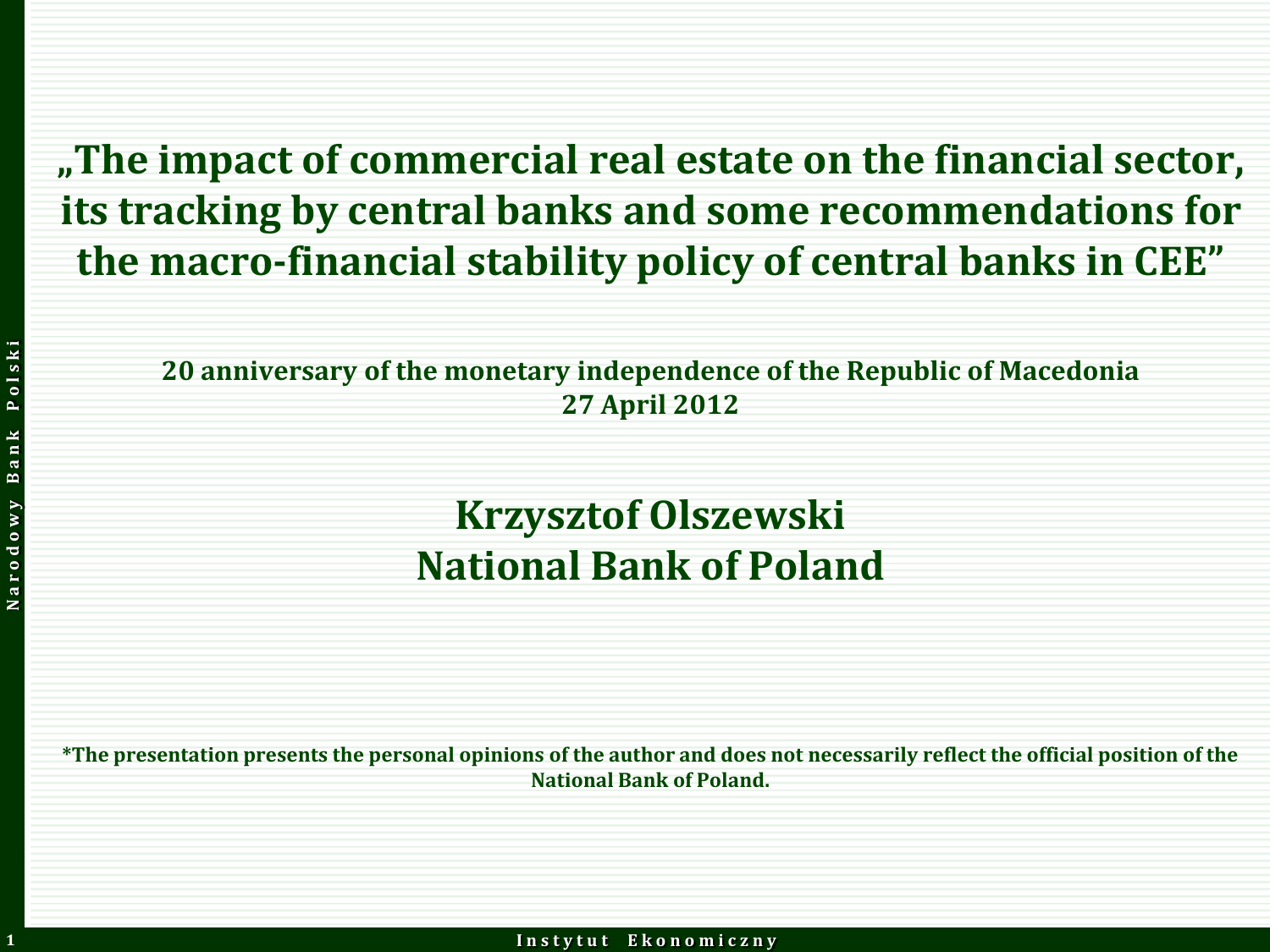# „The impact of commercial real estate on the financial sector, its tracking by central banks and some recommendations for the macro-financial stability policy of central banks in CEE"

**20 anniversary of the monetary independence of the Republic of Macedonia**
**27 April 2012**

## Krzysztof Olszewski
## National Bank of Poland

**\*The presentation presents the personal opinions of the author and does not necessarily reflect the official position of the National Bank of Poland.**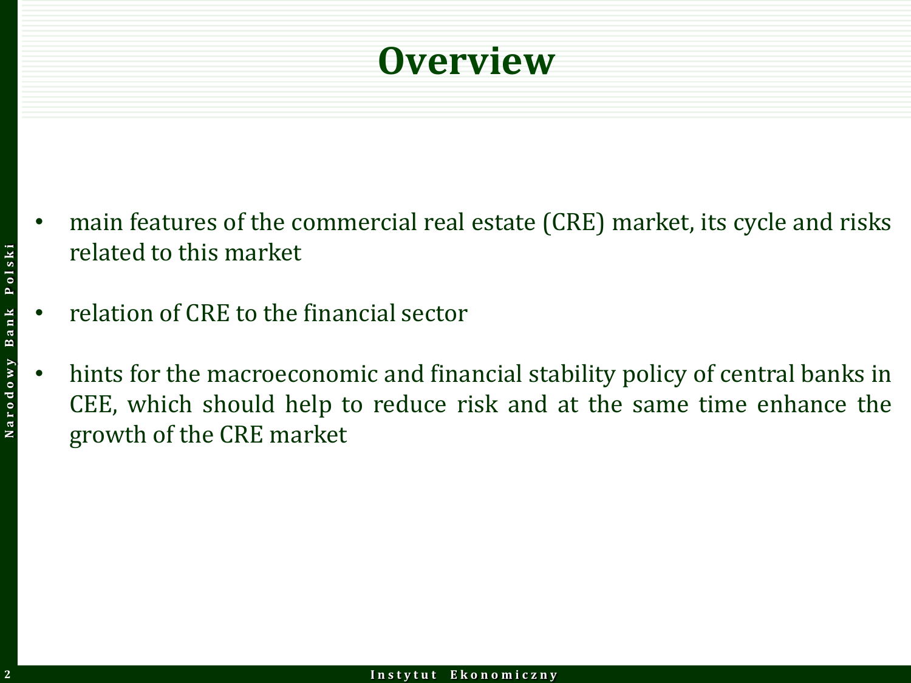# Overview

- main features of the commercial real estate (CRE) market, its cycle and risks related to this market
- relation of CRE to the financial sector
- hints for the macroeconomic and financial stability policy of central banks in CEE, which should help to reduce risk and at the same time enhance the growth of the CRE market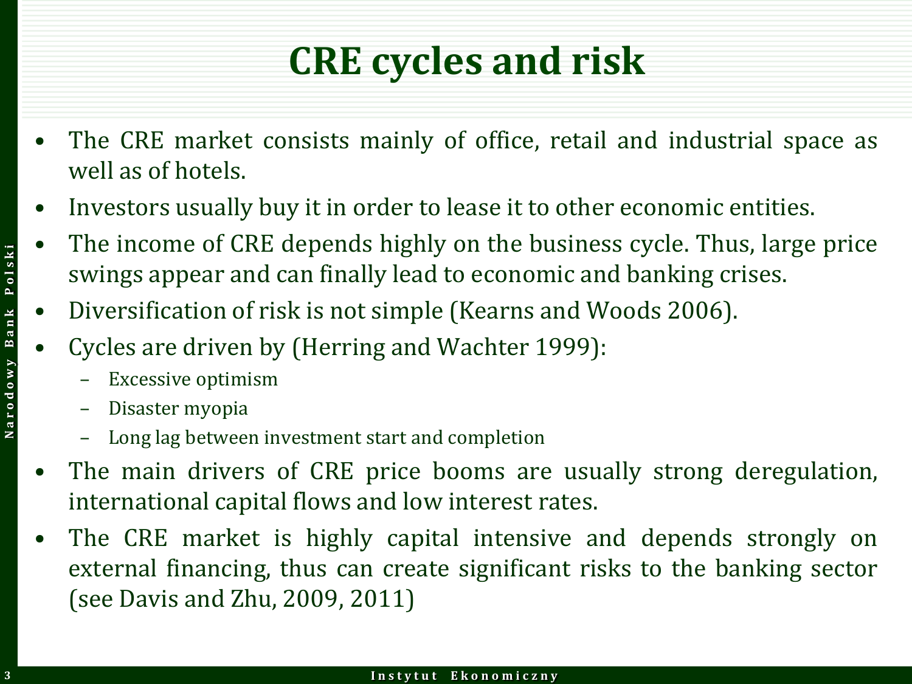# CRE cycles and risk

- The CRE market consists mainly of office, retail and industrial space as well as of hotels.
- Investors usually buy it in order to lease it to other economic entities.
- The income of CRE depends highly on the business cycle. Thus, large price swings appear and can finally lead to economic and banking crises.
- Diversification of risk is not simple (Kearns and Woods 2006).
- Cycles are driven by (Herring and Wachter 1999):
  - Excessive optimism
  - Disaster myopia
  - Long lag between investment start and completion
- The main drivers of CRE price booms are usually strong deregulation, international capital flows and low interest rates.
- The CRE market is highly capital intensive and depends strongly on external financing, thus can create significant risks to the banking sector (see Davis and Zhu, 2009, 2011)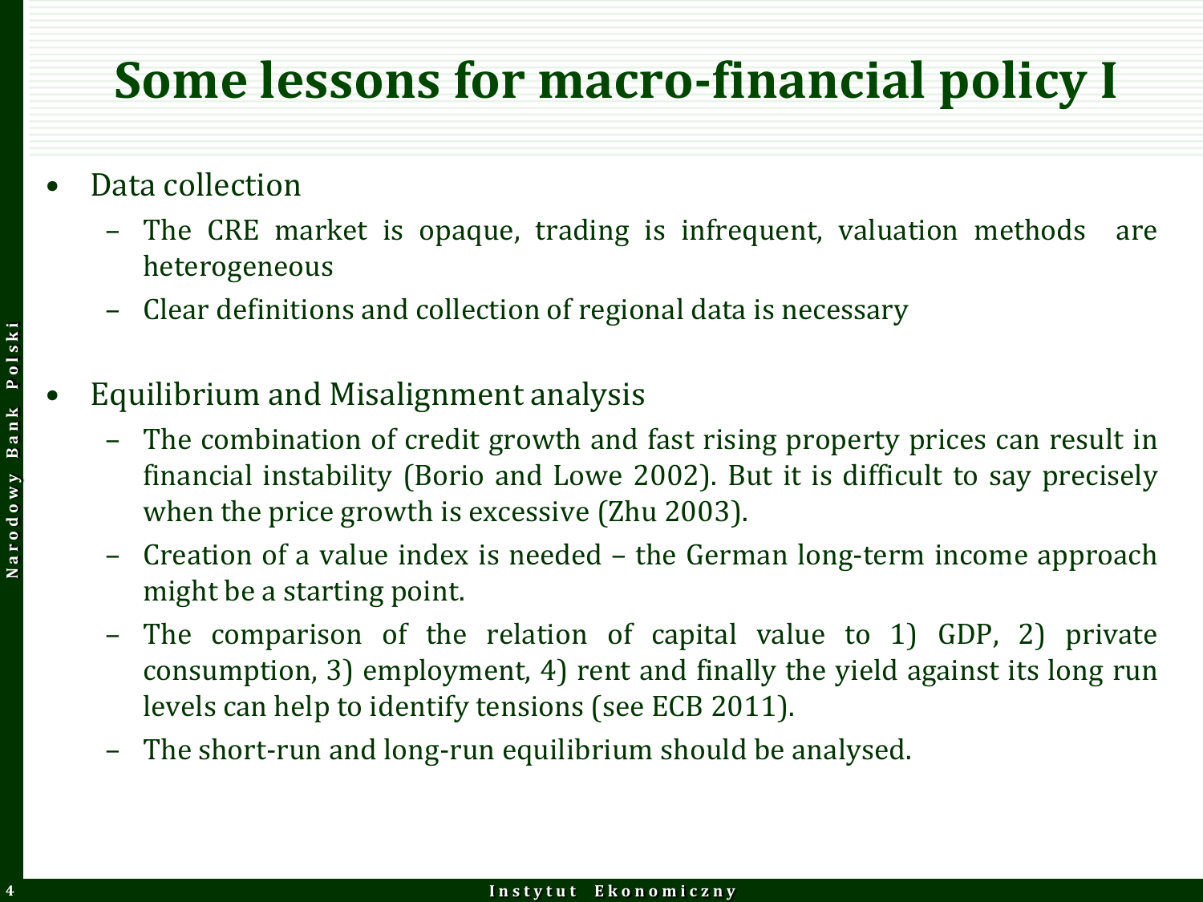# Some lessons for macro-financial policy I

- Data collection
  - The CRE market is opaque, trading is infrequent, valuation methods are heterogeneous
  - Clear definitions and collection of regional data is necessary

- Equilibrium and Misalignment analysis
  - The combination of credit growth and fast rising property prices can result in financial instability (Borio and Lowe 2002). But it is difficult to say precisely when the price growth is excessive (Zhu 2003).
  - Creation of a value index is needed – the German long-term income approach might be a starting point.
  - The comparison of the relation of capital value to 1) GDP, 2) private consumption, 3) employment, 4) rent and finally the yield against its long run levels can help to identify tensions (see ECB 2011).
  - The short-run and long-run equilibrium should be analysed.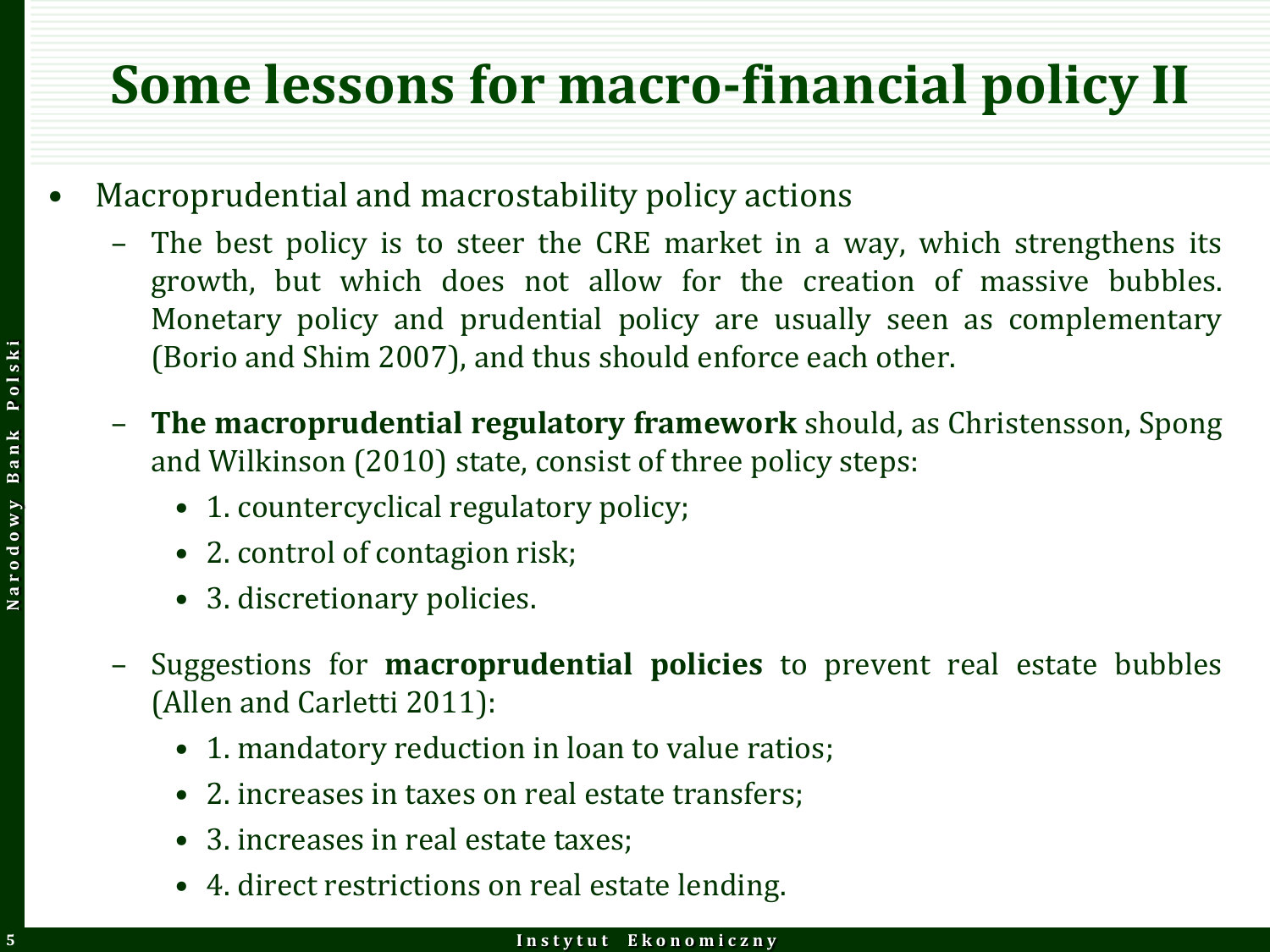# Some lessons for macro-financial policy II

- Macroprudential and macrostability policy actions
  - The best policy is to steer the CRE market in a way, which strengthens its growth, but which does not allow for the creation of massive bubbles. Monetary policy and prudential policy are usually seen as complementary (Borio and Shim 2007), and thus should enforce each other.
  - **The macroprudential regulatory framework** should, as Christensson, Spong and Wilkinson (2010) state, consist of three policy steps:
    - 1. countercyclical regulatory policy;
    - 2. control of contagion risk;
    - 3. discretionary policies.
  - Suggestions for **macroprudential policies** to prevent real estate bubbles (Allen and Carletti 2011):
    - 1. mandatory reduction in loan to value ratios;
    - 2. increases in taxes on real estate transfers;
    - 3. increases in real estate taxes;
    - 4. direct restrictions on real estate lending.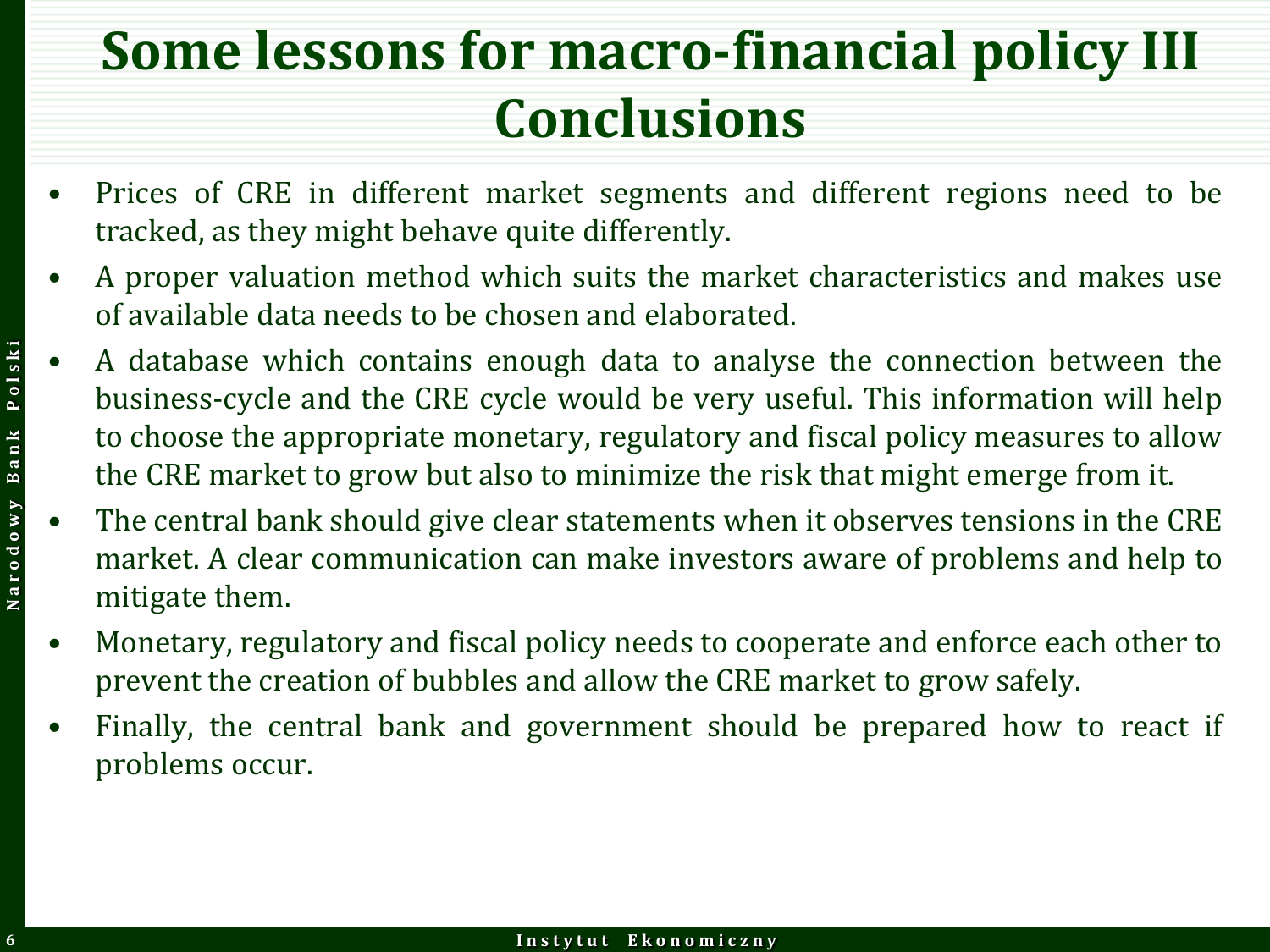# Some lessons for macro-financial policy III Conclusions

- Prices of CRE in different market segments and different regions need to be tracked, as they might behave quite differently.
- A proper valuation method which suits the market characteristics and makes use of available data needs to be chosen and elaborated.
- A database which contains enough data to analyse the connection between the business-cycle and the CRE cycle would be very useful. This information will help to choose the appropriate monetary, regulatory and fiscal policy measures to allow the CRE market to grow but also to minimize the risk that might emerge from it.
- The central bank should give clear statements when it observes tensions in the CRE market. A clear communication can make investors aware of problems and help to mitigate them.
- Monetary, regulatory and fiscal policy needs to cooperate and enforce each other to prevent the creation of bubbles and allow the CRE market to grow safely.
- Finally, the central bank and government should be prepared how to react if problems occur.